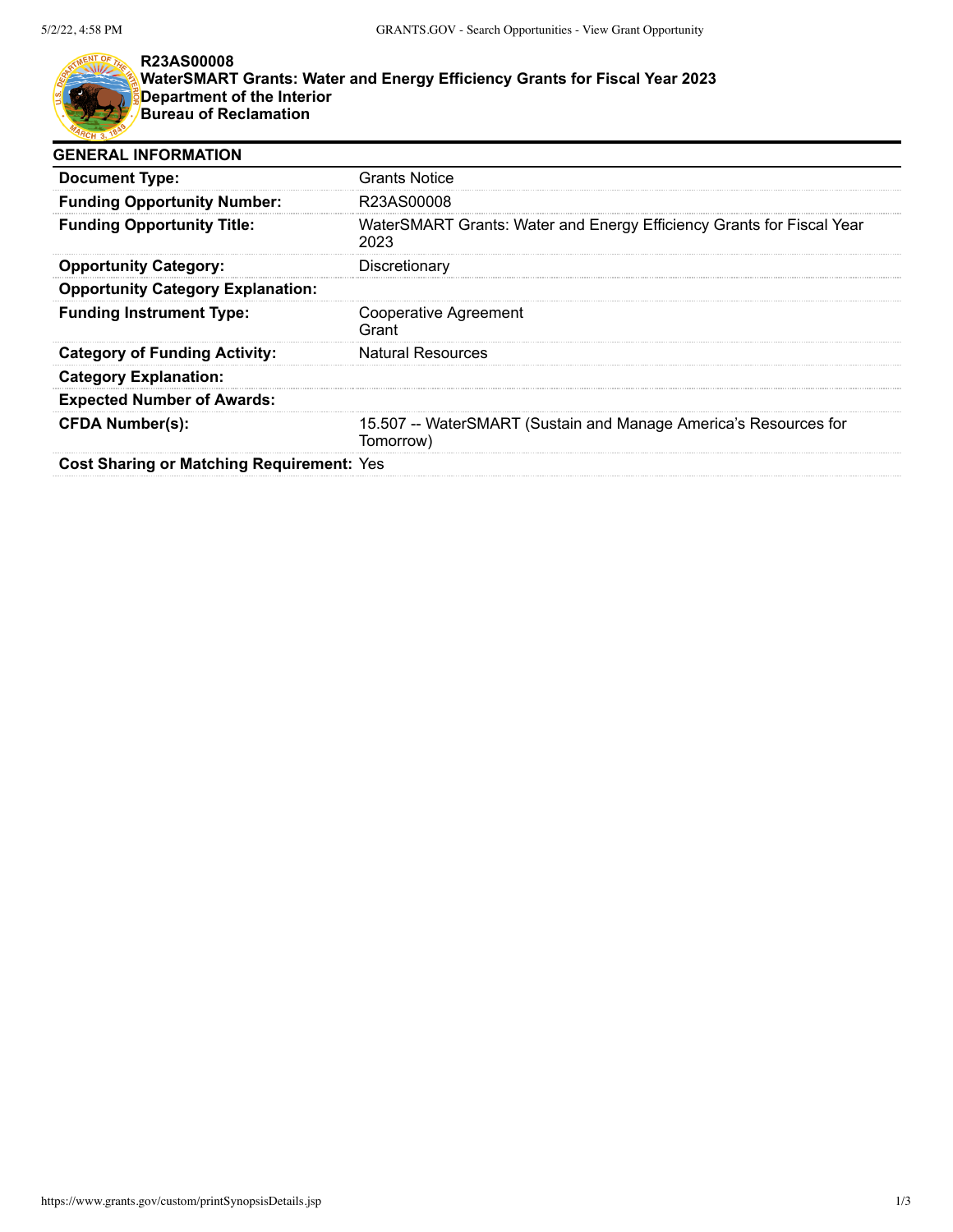**R23AS00008**
**WaterSMART Grants: Water and Energy Efficiency Grants for Fiscal Year 2023**
**Department of the Interior**
**Bureau of Reclamation**

## GENERAL INFORMATION

| | |
|---|---|
| **Document Type:** | Grants Notice |
| **Funding Opportunity Number:** | R23AS00008 |
| **Funding Opportunity Title:** | WaterSMART Grants: Water and Energy Efficiency Grants for Fiscal Year 2023 |
| **Opportunity Category:** | Discretionary |
| **Opportunity Category Explanation:** | |
| **Funding Instrument Type:** | Cooperative Agreement<br>Grant |
| **Category of Funding Activity:** | Natural Resources |
| **Category Explanation:** | |
| **Expected Number of Awards:** | |
| **CFDA Number(s):** | 15.507 -- WaterSMART (Sustain and Manage America's Resources for Tomorrow) |
| **Cost Sharing or Matching Requirement:** | Yes |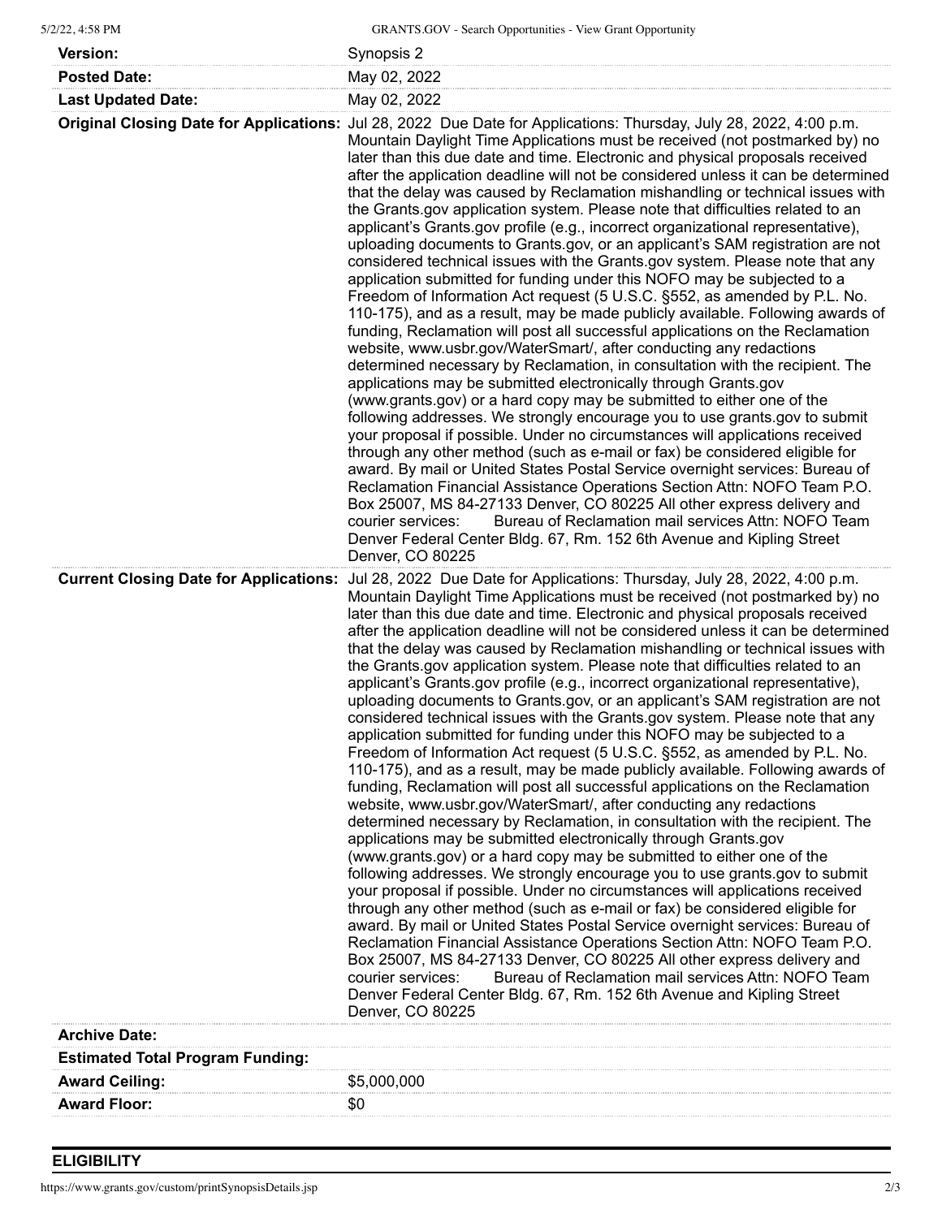| | |
|---|---|
| **Version:** | Synopsis 2 |
| **Posted Date:** | May 02, 2022 |
| **Last Updated Date:** | May 02, 2022 |
| **Original Closing Date for Applications:** | Jul 28, 2022 Due Date for Applications: Thursday, July 28, 2022, 4:00 p.m. Mountain Daylight Time Applications must be received (not postmarked by) no later than this due date and time. Electronic and physical proposals received after the application deadline will not be considered unless it can be determined that the delay was caused by Reclamation mishandling or technical issues with the Grants.gov application system. Please note that difficulties related to an applicant's Grants.gov profile (e.g., incorrect organizational representative), uploading documents to Grants.gov, or an applicant's SAM registration are not considered technical issues with the Grants.gov system. Please note that any application submitted for funding under this NOFO may be subjected to a Freedom of Information Act request (5 U.S.C. §552, as amended by P.L. No. 110-175), and as a result, may be made publicly available. Following awards of funding, Reclamation will post all successful applications on the Reclamation website, www.usbr.gov/WaterSmart/, after conducting any redactions determined necessary by Reclamation, in consultation with the recipient. The applications may be submitted electronically through Grants.gov (www.grants.gov) or a hard copy may be submitted to either one of the following addresses. We strongly encourage you to use grants.gov to submit your proposal if possible. Under no circumstances will applications received through any other method (such as e-mail or fax) be considered eligible for award. By mail or United States Postal Service overnight services: Bureau of Reclamation Financial Assistance Operations Section Attn: NOFO Team P.O. Box 25007, MS 84-27133 Denver, CO 80225 All other express delivery and courier services: Bureau of Reclamation mail services Attn: NOFO Team Denver Federal Center Bldg. 67, Rm. 152 6th Avenue and Kipling Street Denver, CO 80225 |
| **Current Closing Date for Applications:** | Jul 28, 2022 Due Date for Applications: Thursday, July 28, 2022, 4:00 p.m. Mountain Daylight Time Applications must be received (not postmarked by) no later than this due date and time. Electronic and physical proposals received after the application deadline will not be considered unless it can be determined that the delay was caused by Reclamation mishandling or technical issues with the Grants.gov application system. Please note that difficulties related to an applicant's Grants.gov profile (e.g., incorrect organizational representative), uploading documents to Grants.gov, or an applicant's SAM registration are not considered technical issues with the Grants.gov system. Please note that any application submitted for funding under this NOFO may be subjected to a Freedom of Information Act request (5 U.S.C. §552, as amended by P.L. No. 110-175), and as a result, may be made publicly available. Following awards of funding, Reclamation will post all successful applications on the Reclamation website, www.usbr.gov/WaterSmart/, after conducting any redactions determined necessary by Reclamation, in consultation with the recipient. The applications may be submitted electronically through Grants.gov (www.grants.gov) or a hard copy may be submitted to either one of the following addresses. We strongly encourage you to use grants.gov to submit your proposal if possible. Under no circumstances will applications received through any other method (such as e-mail or fax) be considered eligible for award. By mail or United States Postal Service overnight services: Bureau of Reclamation Financial Assistance Operations Section Attn: NOFO Team P.O. Box 25007, MS 84-27133 Denver, CO 80225 All other express delivery and courier services: Bureau of Reclamation mail services Attn: NOFO Team Denver Federal Center Bldg. 67, Rm. 152 6th Avenue and Kipling Street Denver, CO 80225 |
| **Archive Date:** | |
| **Estimated Total Program Funding:** | |
| **Award Ceiling:** | $5,000,000 |
| **Award Floor:** | $0 |

## ELIGIBILITY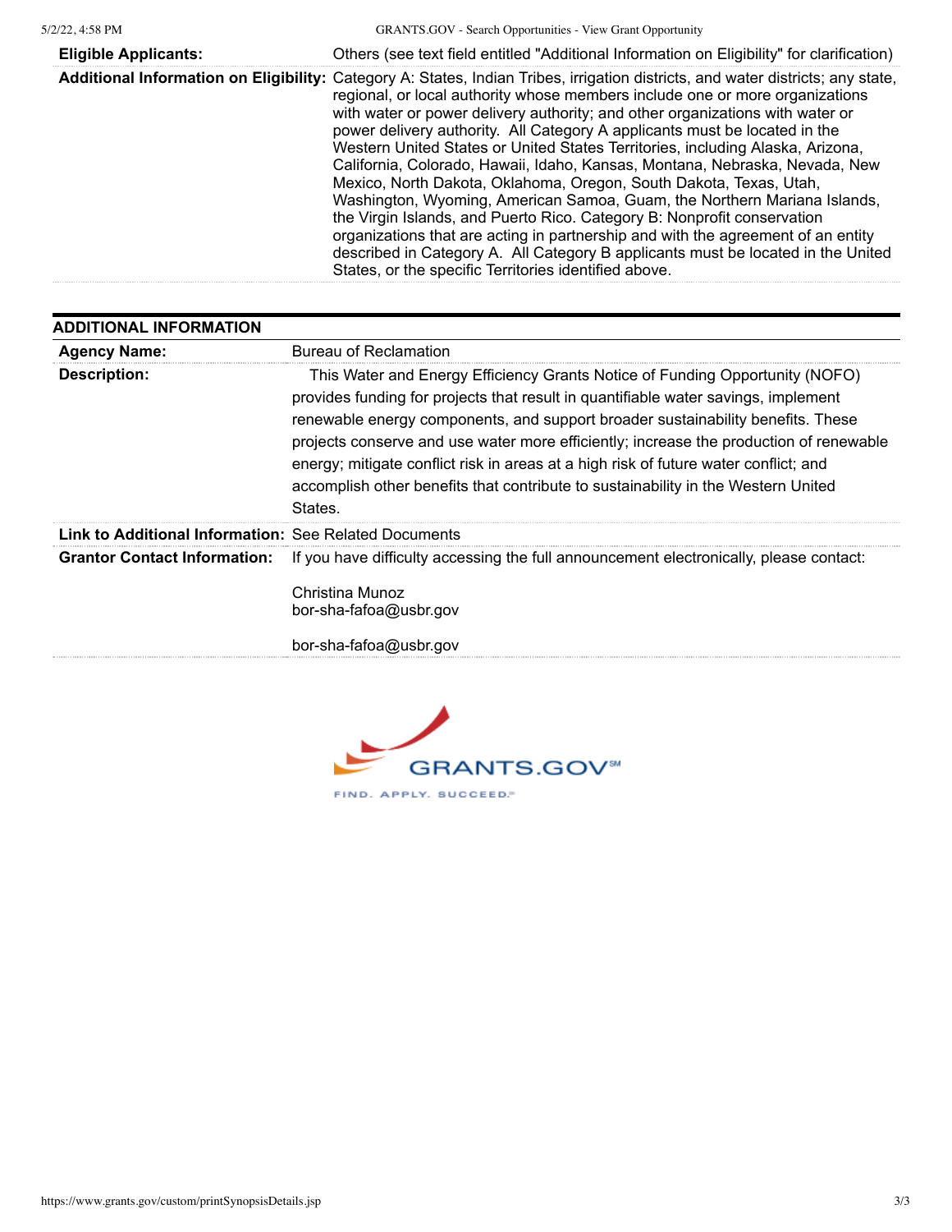| | |
|---|---|
| **Eligible Applicants:** | Others (see text field entitled "Additional Information on Eligibility" for clarification) |
| **Additional Information on Eligibility:** | Category A: States, Indian Tribes, irrigation districts, and water districts; any state, regional, or local authority whose members include one or more organizations with water or power delivery authority; and other organizations with water or power delivery authority. All Category A applicants must be located in the Western United States or United States Territories, including Alaska, Arizona, California, Colorado, Hawaii, Idaho, Kansas, Montana, Nebraska, Nevada, New Mexico, North Dakota, Oklahoma, Oregon, South Dakota, Texas, Utah, Washington, Wyoming, American Samoa, Guam, the Northern Mariana Islands, the Virgin Islands, and Puerto Rico. Category B: Nonprofit conservation organizations that are acting in partnership and with the agreement of an entity described in Category A. All Category B applicants must be located in the United States, or the specific Territories identified above. |

## ADDITIONAL INFORMATION

| | |
|---|---|
| **Agency Name:** | Bureau of Reclamation |
| **Description:** | This Water and Energy Efficiency Grants Notice of Funding Opportunity (NOFO) provides funding for projects that result in quantifiable water savings, implement renewable energy components, and support broader sustainability benefits. These projects conserve and use water more efficiently; increase the production of renewable energy; mitigate conflict risk in areas at a high risk of future water conflict; and accomplish other benefits that contribute to sustainability in the Western United States. |
| **Link to Additional Information:** | See Related Documents |
| **Grantor Contact Information:** | If you have difficulty accessing the full announcement electronically, please contact:<br><br>Christina Munoz<br>bor-sha-fafoa@usbr.gov<br><br>bor-sha-fafoa@usbr.gov |

GRANTS.GOV℠

FIND. APPLY. SUCCEED.℠